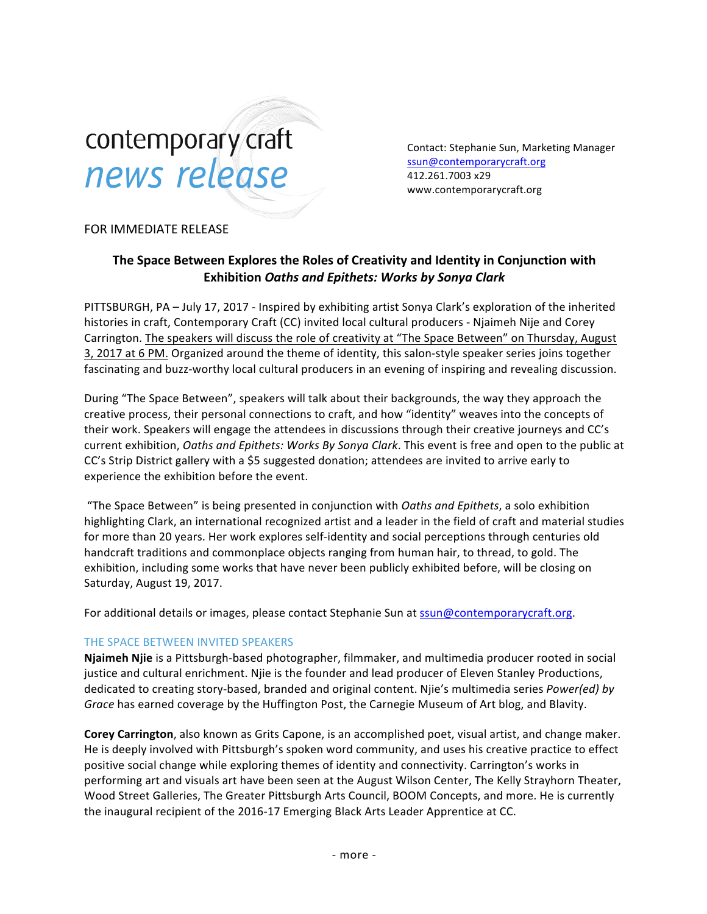contemporary craft
*news release*

Contact: Stephanie Sun, Marketing Manager
ssun@contemporarycraft.org
412.261.7003 x29
www.contemporarycraft.org

FOR IMMEDIATE RELEASE

## The Space Between Explores the Roles of Creativity and Identity in Conjunction with Exhibition *Oaths and Epithets: Works by Sonya Clark*

PITTSBURGH, PA – July 17, 2017 - Inspired by exhibiting artist Sonya Clark's exploration of the inherited histories in craft, Contemporary Craft (CC) invited local cultural producers - Njaimeh Nije and Corey Carrington. The speakers will discuss the role of creativity at "The Space Between" on Thursday, August 3, 2017 at 6 PM. Organized around the theme of identity, this salon-style speaker series joins together fascinating and buzz-worthy local cultural producers in an evening of inspiring and revealing discussion.

During "The Space Between", speakers will talk about their backgrounds, the way they approach the creative process, their personal connections to craft, and how "identity" weaves into the concepts of their work. Speakers will engage the attendees in discussions through their creative journeys and CC's current exhibition, *Oaths and Epithets: Works By Sonya Clark*. This event is free and open to the public at CC's Strip District gallery with a $5 suggested donation; attendees are invited to arrive early to experience the exhibition before the event.

"The Space Between" is being presented in conjunction with *Oaths and Epithets*, a solo exhibition highlighting Clark, an international recognized artist and a leader in the field of craft and material studies for more than 20 years. Her work explores self-identity and social perceptions through centuries old handcraft traditions and commonplace objects ranging from human hair, to thread, to gold. The exhibition, including some works that have never been publicly exhibited before, will be closing on Saturday, August 19, 2017.

For additional details or images, please contact Stephanie Sun at ssun@contemporarycraft.org.

### THE SPACE BETWEEN INVITED SPEAKERS

**Njaimeh Njie** is a Pittsburgh-based photographer, filmmaker, and multimedia producer rooted in social justice and cultural enrichment. Njie is the founder and lead producer of Eleven Stanley Productions, dedicated to creating story-based, branded and original content. Njie's multimedia series *Power(ed) by Grace* has earned coverage by the Huffington Post, the Carnegie Museum of Art blog, and Blavity.

**Corey Carrington**, also known as Grits Capone, is an accomplished poet, visual artist, and change maker. He is deeply involved with Pittsburgh's spoken word community, and uses his creative practice to effect positive social change while exploring themes of identity and connectivity. Carrington's works in performing art and visuals art have been seen at the August Wilson Center, The Kelly Strayhorn Theater, Wood Street Galleries, The Greater Pittsburgh Arts Council, BOOM Concepts, and more. He is currently the inaugural recipient of the 2016-17 Emerging Black Arts Leader Apprentice at CC.

- more -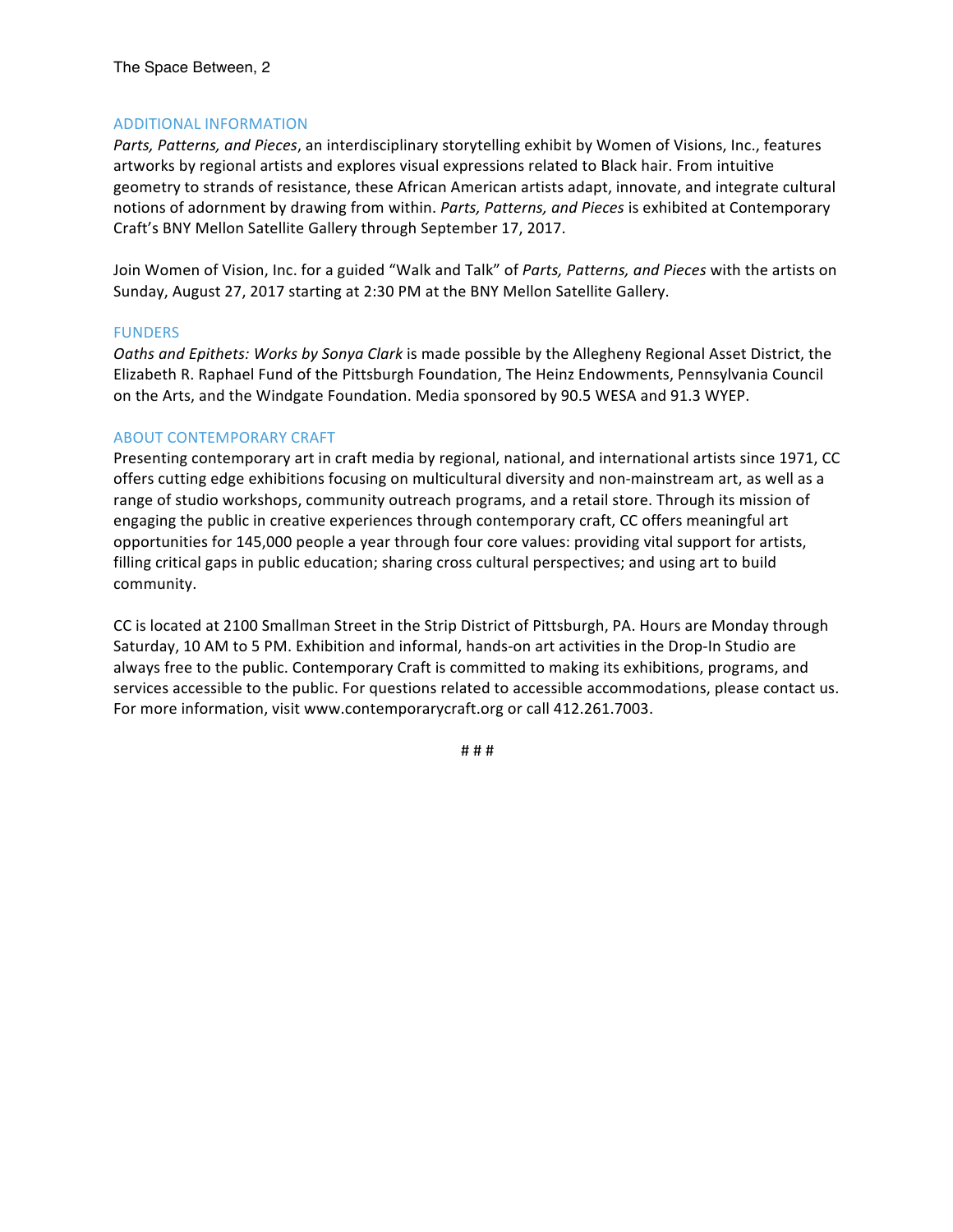## ADDITIONAL INFORMATION

*Parts, Patterns, and Pieces*, an interdisciplinary storytelling exhibit by Women of Visions, Inc., features artworks by regional artists and explores visual expressions related to Black hair. From intuitive geometry to strands of resistance, these African American artists adapt, innovate, and integrate cultural notions of adornment by drawing from within. *Parts, Patterns, and Pieces* is exhibited at Contemporary Craft's BNY Mellon Satellite Gallery through September 17, 2017.

Join Women of Vision, Inc. for a guided "Walk and Talk" of *Parts, Patterns, and Pieces* with the artists on Sunday, August 27, 2017 starting at 2:30 PM at the BNY Mellon Satellite Gallery.

## FUNDERS

*Oaths and Epithets: Works by Sonya Clark* is made possible by the Allegheny Regional Asset District, the Elizabeth R. Raphael Fund of the Pittsburgh Foundation, The Heinz Endowments, Pennsylvania Council on the Arts, and the Windgate Foundation. Media sponsored by 90.5 WESA and 91.3 WYEP.

## ABOUT CONTEMPORARY CRAFT

Presenting contemporary art in craft media by regional, national, and international artists since 1971, CC offers cutting edge exhibitions focusing on multicultural diversity and non-mainstream art, as well as a range of studio workshops, community outreach programs, and a retail store. Through its mission of engaging the public in creative experiences through contemporary craft, CC offers meaningful art opportunities for 145,000 people a year through four core values: providing vital support for artists, filling critical gaps in public education; sharing cross cultural perspectives; and using art to build community.

CC is located at 2100 Smallman Street in the Strip District of Pittsburgh, PA. Hours are Monday through Saturday, 10 AM to 5 PM. Exhibition and informal, hands-on art activities in the Drop-In Studio are always free to the public. Contemporary Craft is committed to making its exhibitions, programs, and services accessible to the public. For questions related to accessible accommodations, please contact us. For more information, visit www.contemporarycraft.org or call 412.261.7003.

# # #